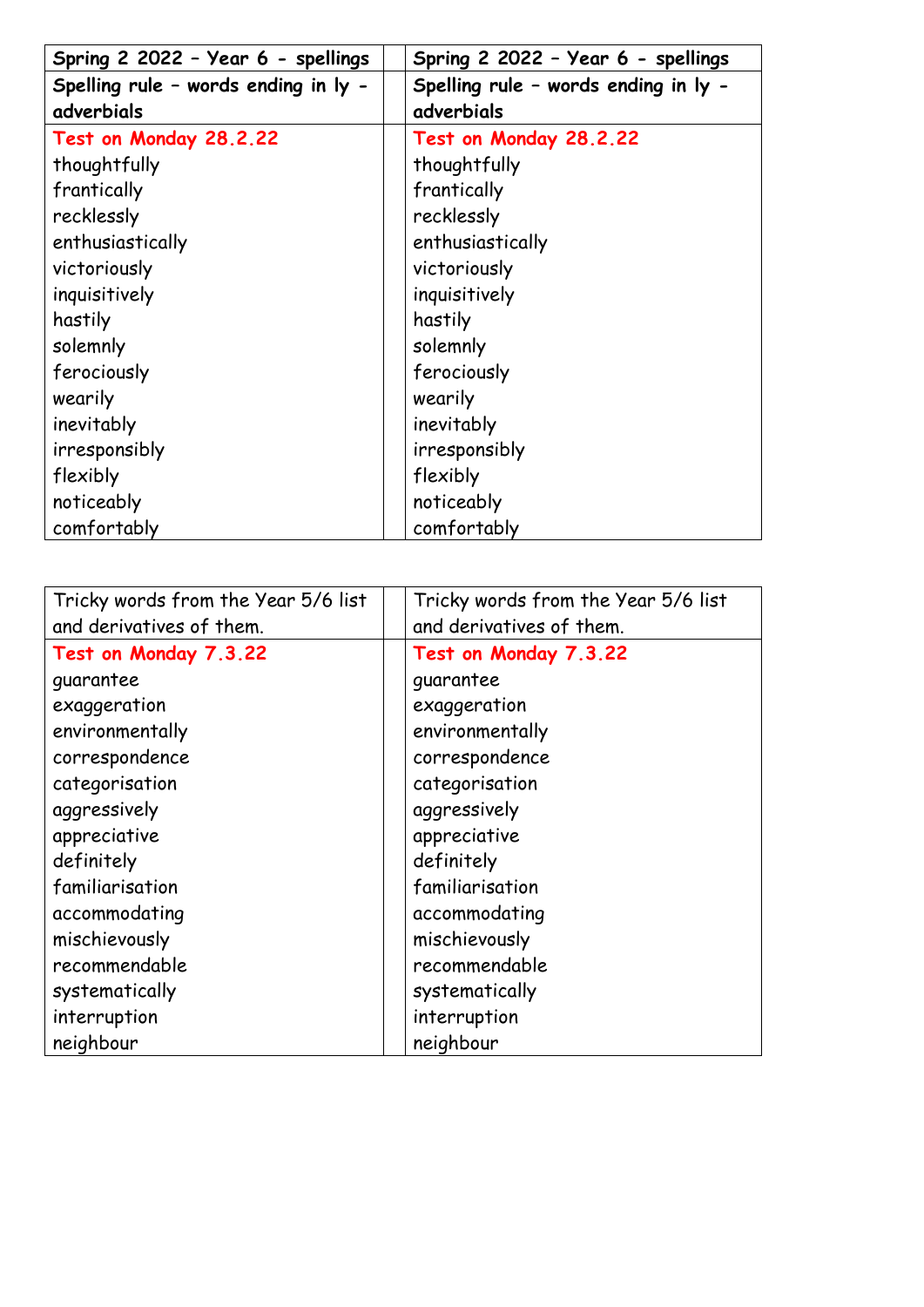| Spring 2 2022 – Year 6 - spellings | | Spring 2 2022 – Year 6 - spellings |
|---|---|---|
| **Spelling rule – words ending in ly - adverbials** | | **Spelling rule – words ending in ly - adverbials** |
| **Test on Monday 28.2.22** | | **Test on Monday 28.2.22** |
| thoughtfully | | thoughtfully |
| frantically | | frantically |
| recklessly | | recklessly |
| enthusiastically | | enthusiastically |
| victoriously | | victoriously |
| inquisitively | | inquisitively |
| hastily | | hastily |
| solemnly | | solemnly |
| ferociously | | ferociously |
| wearily | | wearily |
| inevitably | | inevitably |
| irresponsibly | | irresponsibly |
| flexibly | | flexibly |
| noticeably | | noticeably |
| comfortably | | comfortably |

| Tricky words from the Year 5/6 list and derivatives of them. | | Tricky words from the Year 5/6 list and derivatives of them. |
|---|---|---|
| **Test on Monday 7.3.22** | | **Test on Monday 7.3.22** |
| guarantee | | guarantee |
| exaggeration | | exaggeration |
| environmentally | | environmentally |
| correspondence | | correspondence |
| categorisation | | categorisation |
| aggressively | | aggressively |
| appreciative | | appreciative |
| definitely | | definitely |
| familiarisation | | familiarisation |
| accommodating | | accommodating |
| mischievously | | mischievously |
| recommendable | | recommendable |
| systematically | | systematically |
| interruption | | interruption |
| neighbour | | neighbour |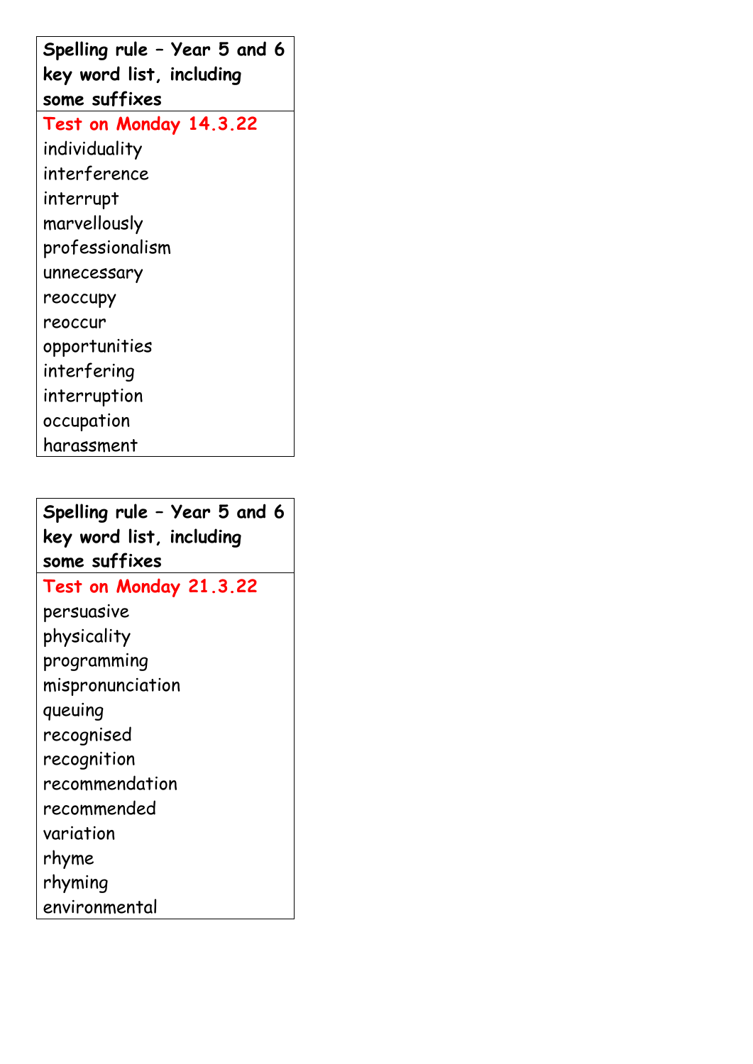| Spelling rule – Year 5 and 6 key word list, including some suffixes |
| --- |
| Test on Monday 14.3.22 |
| individuality |
| interference |
| interrupt |
| marvellously |
| professionalism |
| unnecessary |
| reoccupy |
| reoccur |
| opportunities |
| interfering |
| interruption |
| occupation |
| harassment |

| Spelling rule – Year 5 and 6 key word list, including some suffixes |
| --- |
| Test on Monday 21.3.22 |
| persuasive |
| physicality |
| programming |
| mispronunciation |
| queuing |
| recognised |
| recognition |
| recommendation |
| recommended |
| variation |
| rhyme |
| rhyming |
| environmental |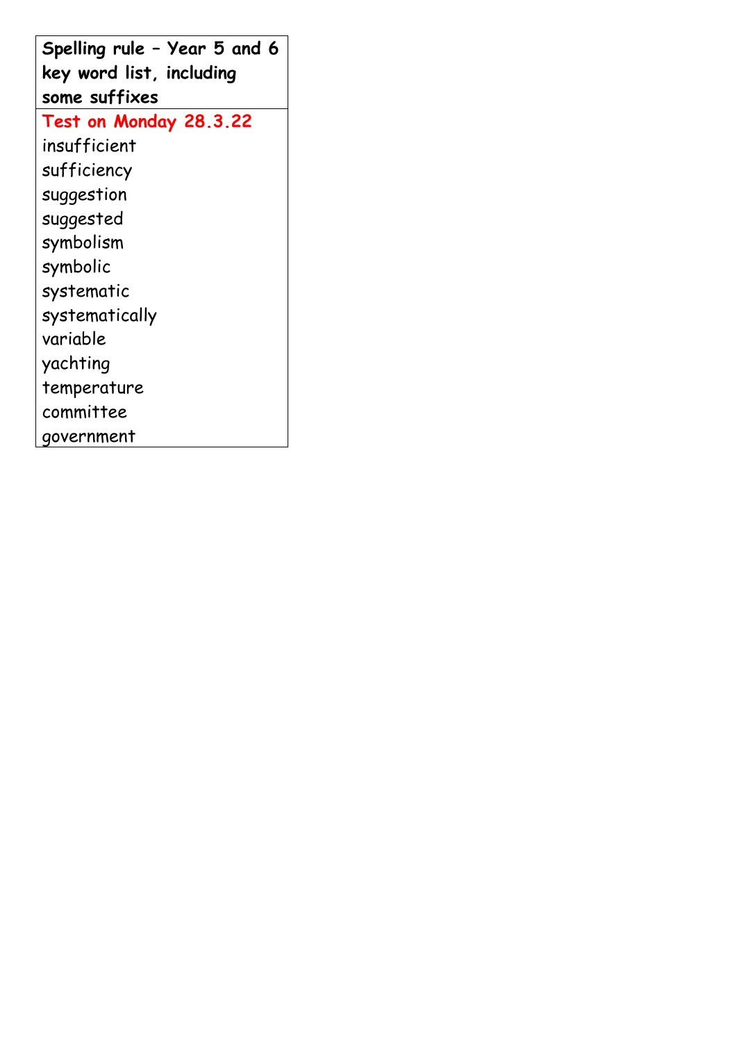| Spelling rule – Year 5 and 6 key word list, including some suffixes |
| --- |
| Test on Monday 28.3.22 |
| insufficient |
| sufficiency |
| suggestion |
| suggested |
| symbolism |
| symbolic |
| systematic |
| systematically |
| variable |
| yachting |
| temperature |
| committee |
| government |